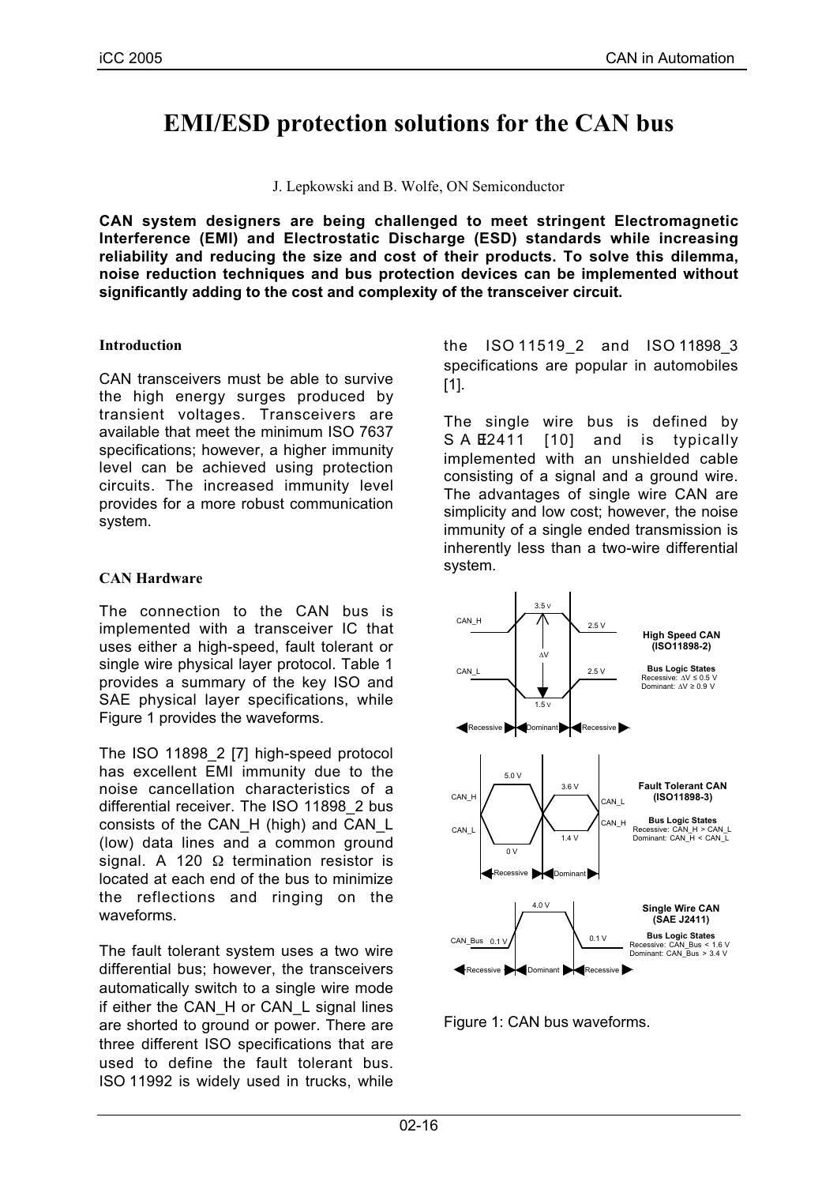# EMI/ESD protection solutions for the CAN bus

J. Lepkowski and B. Wolfe, ON Semiconductor

**CAN system designers are being challenged to meet stringent Electromagnetic Interference (EMI) and Electrostatic Discharge (ESD) standards while increasing reliability and reducing the size and cost of their products. To solve this dilemma, noise reduction techniques and bus protection devices can be implemented without significantly adding to the cost and complexity of the transceiver circuit.**

## Introduction

CAN transceivers must be able to survive the high energy surges produced by transient voltages. Transceivers are available that meet the minimum ISO 7637 specifications; however, a higher immunity level can be achieved using protection circuits. The increased immunity level provides for a more robust communication system.

## CAN Hardware

The connection to the CAN bus is implemented with a transceiver IC that uses either a high-speed, fault tolerant or single wire physical layer protocol. Table 1 provides a summary of the key ISO and SAE physical layer specifications, while Figure 1 provides the waveforms.

The ISO 11898_2 [7] high-speed protocol has excellent EMI immunity due to the noise cancellation characteristics of a differential receiver. The ISO 11898_2 bus consists of the CAN_H (high) and CAN_L (low) data lines and a common ground signal. A 120 Ω termination resistor is located at each end of the bus to minimize the reflections and ringing on the waveforms.

The fault tolerant system uses a two wire differential bus; however, the transceivers automatically switch to a single wire mode if either the CAN_H or CAN_L signal lines are shorted to ground or power. There are three different ISO specifications that are used to define the fault tolerant bus. ISO 11992 is widely used in trucks, while the ISO 11519_2 and ISO 11898_3 specifications are popular in automobiles [1].

The single wire bus is defined by SAE J2411 [10] and is typically implemented with an unshielded cable consisting of a signal and a ground wire. The advantages of single wire CAN are simplicity and low cost; however, the noise immunity of a single ended transmission is inherently less than a two-wire differential system.

Figure 1: CAN bus waveforms.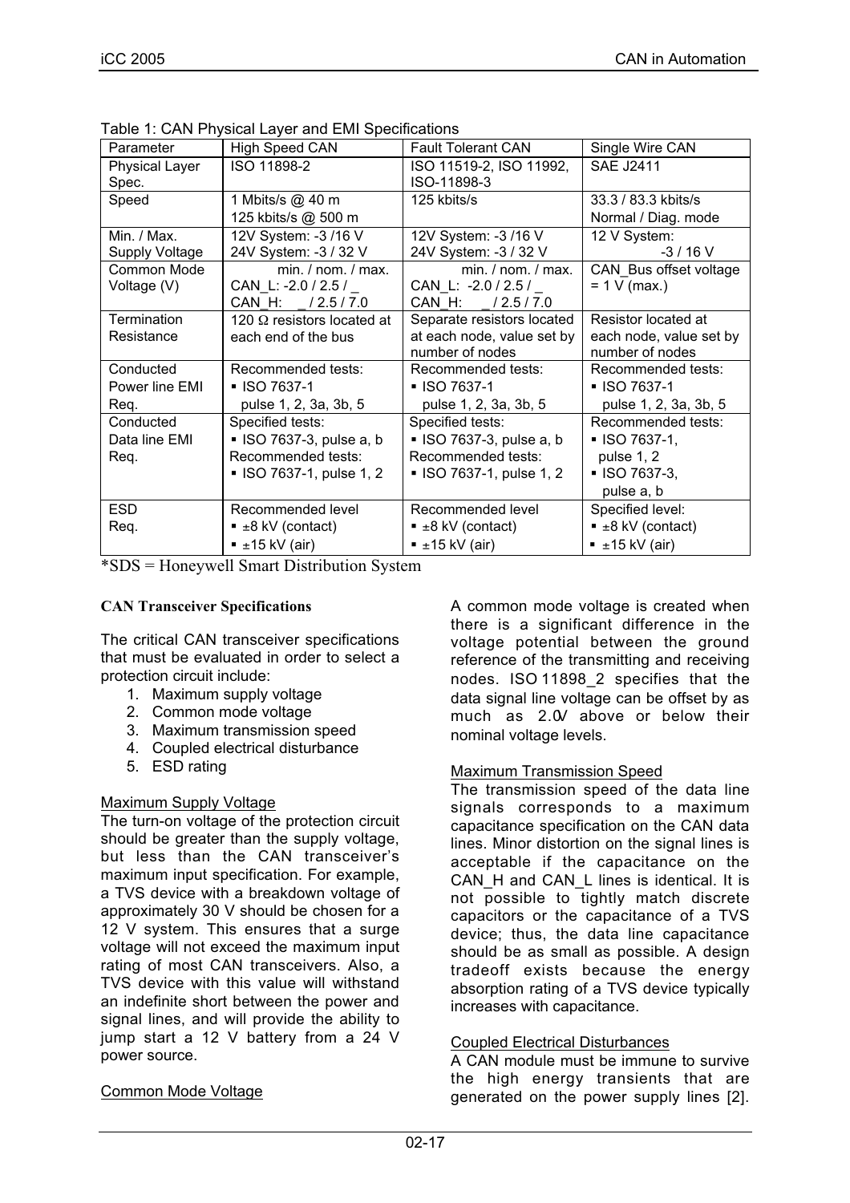Table 1: CAN Physical Layer and EMI Specifications

| Parameter | High Speed CAN | Fault Tolerant CAN | Single Wire CAN |
|---|---|---|---|
| Physical Layer Spec. | ISO 11898-2 | ISO 11519-2, ISO 11992, ISO-11898-3 | SAE J2411 |
| Speed | 1 Mbits/s @ 40 m<br>125 kbits/s @ 500 m | 125 kbits/s | 33.3 / 83.3 kbits/s<br>Normal / Diag. mode |
| Min. / Max. Supply Voltage | 12V System: -3 /16 V<br>24V System: -3 / 32 V | 12V System: -3 /16 V<br>24V System: -3 / 32 V | 12 V System:<br>-3 / 16 V |
| Common Mode Voltage (V) | min. / nom. / max.<br>CAN_L: -2.0 / 2.5 / _<br>CAN_H: _ / 2.5 / 7.0 | min. / nom. / max.<br>CAN_L: -2.0 / 2.5 / _<br>CAN_H: _ / 2.5 / 7.0 | CAN_Bus offset voltage = 1 V (max.) |
| Termination Resistance | 120 Ω resistors located at each end of the bus | Separate resistors located at each node, value set by number of nodes | Resistor located at each node, value set by number of nodes |
| Conducted Power line EMI Req. | Recommended tests:<br>▪ ISO 7637-1 pulse 1, 2, 3a, 3b, 5 | Recommended tests:<br>▪ ISO 7637-1 pulse 1, 2, 3a, 3b, 5 | Recommended tests:<br>▪ ISO 7637-1 pulse 1, 2, 3a, 3b, 5 |
| Conducted Data line EMI Req. | Specified tests:<br>▪ ISO 7637-3, pulse a, b<br>Recommended tests:<br>▪ ISO 7637-1, pulse 1, 2 | Specified tests:<br>▪ ISO 7637-3, pulse a, b<br>Recommended tests:<br>▪ ISO 7637-1, pulse 1, 2 | Recommended tests:<br>▪ ISO 7637-1, pulse 1, 2<br>▪ ISO 7637-3, pulse a, b |
| ESD Req. | Recommended level<br>▪ ±8 kV (contact)<br>▪ ±15 kV (air) | Recommended level<br>▪ ±8 kV (contact)<br>▪ ±15 kV (air) | Specified level:<br>▪ ±8 kV (contact)<br>▪ ±15 kV (air) |

*SDS = Honeywell Smart Distribution System

**CAN Transceiver Specifications**

The critical CAN transceiver specifications that must be evaluated in order to select a protection circuit include:

1. Maximum supply voltage
2. Common mode voltage
3. Maximum transmission speed
4. Coupled electrical disturbance
5. ESD rating

<u>Maximum Supply Voltage</u>

The turn-on voltage of the protection circuit should be greater than the supply voltage, but less than the CAN transceiver's maximum input specification. For example, a TVS device with a breakdown voltage of approximately 30 V should be chosen for a 12 V system. This ensures that a surge voltage will not exceed the maximum input rating of most CAN transceivers. Also, a TVS device with this value will withstand an indefinite short between the power and signal lines, and will provide the ability to jump start a 12 V battery from a 24 V power source.

<u>Common Mode Voltage</u>

A common mode voltage is created when there is a significant difference in the voltage potential between the ground reference of the transmitting and receiving nodes. ISO 11898_2 specifies that the data signal line voltage can be offset by as much as 2.0V above or below their nominal voltage levels.

<u>Maximum Transmission Speed</u>

The transmission speed of the data line signals corresponds to a maximum capacitance specification on the CAN data lines. Minor distortion on the signal lines is acceptable if the capacitance on the CAN_H and CAN_L lines is identical. It is not possible to tightly match discrete capacitors or the capacitance of a TVS device; thus, the data line capacitance should be as small as possible. A design tradeoff exists because the energy absorption rating of a TVS device typically increases with capacitance.

<u>Coupled Electrical Disturbances</u>

A CAN module must be immune to survive the high energy transients that are generated on the power supply lines [2].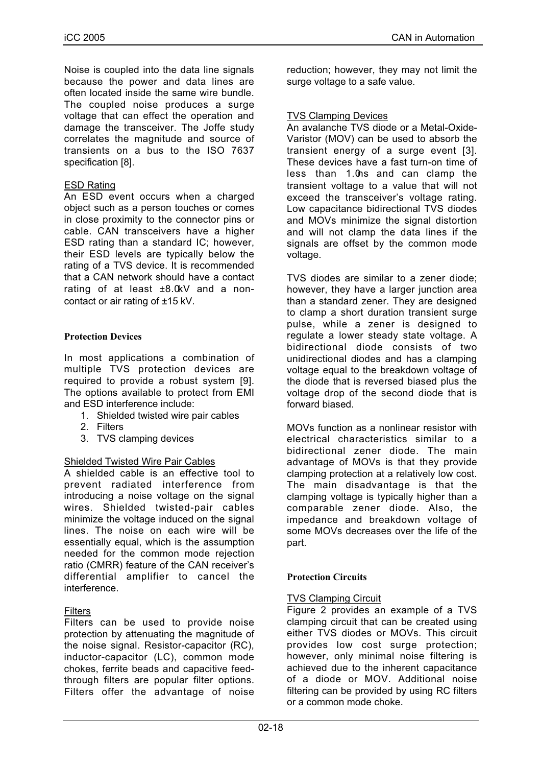Noise is coupled into the data line signals because the power and data lines are often located inside the same wire bundle. The coupled noise produces a surge voltage that can effect the operation and damage the transceiver. The Joffe study correlates the magnitude and source of transients on a bus to the ISO 7637 specification [8].

ESD Rating

An ESD event occurs when a charged object such as a person touches or comes in close proximity to the connector pins or cable. CAN transceivers have a higher ESD rating than a standard IC; however, their ESD levels are typically below the rating of a TVS device. It is recommended that a CAN network should have a contact rating of at least ±8.0kV and a non-contact or air rating of ±15 kV.

## Protection Devices

In most applications a combination of multiple TVS protection devices are required to provide a robust system [9]. The options available to protect from EMI and ESD interference include:

1. Shielded twisted wire pair cables
2. Filters
3. TVS clamping devices

Shielded Twisted Wire Pair Cables

A shielded cable is an effective tool to prevent radiated interference from introducing a noise voltage on the signal wires. Shielded twisted-pair cables minimize the voltage induced on the signal lines. The noise on each wire will be essentially equal, which is the assumption needed for the common mode rejection ratio (CMRR) feature of the CAN receiver's differential amplifier to cancel the interference.

Filters

Filters can be used to provide noise protection by attenuating the magnitude of the noise signal. Resistor-capacitor (RC), inductor-capacitor (LC), common mode chokes, ferrite beads and capacitive feed-through filters are popular filter options. Filters offer the advantage of noise reduction; however, they may not limit the surge voltage to a safe value.

TVS Clamping Devices

An avalanche TVS diode or a Metal-Oxide-Varistor (MOV) can be used to absorb the transient energy of a surge event [3]. These devices have a fast turn-on time of less than 1.0ns and can clamp the transient voltage to a value that will not exceed the transceiver's voltage rating. Low capacitance bidirectional TVS diodes and MOVs minimize the signal distortion and will not clamp the data lines if the signals are offset by the common mode voltage.

TVS diodes are similar to a zener diode; however, they have a larger junction area than a standard zener. They are designed to clamp a short duration transient surge pulse, while a zener is designed to regulate a lower steady state voltage. A bidirectional diode consists of two unidirectional diodes and has a clamping voltage equal to the breakdown voltage of the diode that is reversed biased plus the voltage drop of the second diode that is forward biased.

MOVs function as a nonlinear resistor with electrical characteristics similar to a bidirectional zener diode. The main advantage of MOVs is that they provide clamping protection at a relatively low cost. The main disadvantage is that the clamping voltage is typically higher than a comparable zener diode. Also, the impedance and breakdown voltage of some MOVs decreases over the life of the part.

## Protection Circuits

TVS Clamping Circuit

Figure 2 provides an example of a TVS clamping circuit that can be created using either TVS diodes or MOVs. This circuit provides low cost surge protection; however, only minimal noise filtering is achieved due to the inherent capacitance of a diode or MOV. Additional noise filtering can be provided by using RC filters or a common mode choke.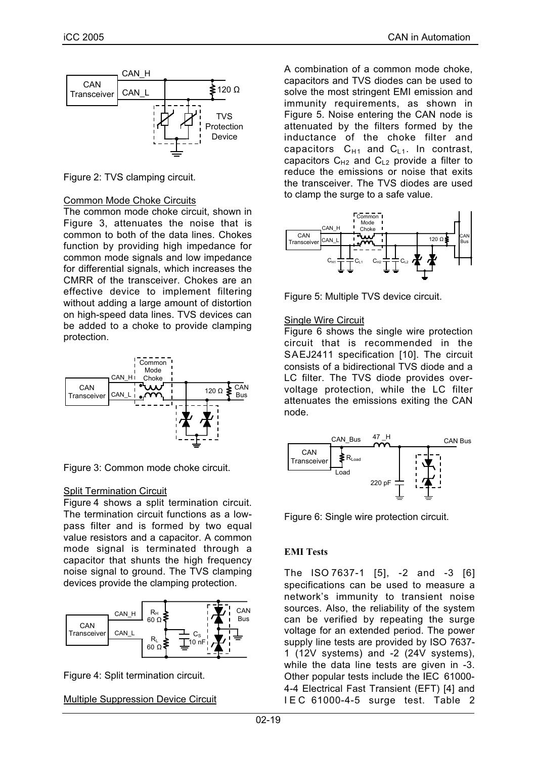Figure 2: TVS clamping circuit.

Common Mode Choke Circuits

The common mode choke circuit, shown in Figure 3, attenuates the noise that is common to both of the data lines. Chokes function by providing high impedance for common mode signals and low impedance for differential signals, which increases the CMRR of the transceiver. Chokes are an effective device to implement filtering without adding a large amount of distortion on high-speed data lines. TVS devices can be added to a choke to provide clamping protection.

Figure 3: Common mode choke circuit.

Split Termination Circuit

Figure 4 shows a split termination circuit. The termination circuit functions as a low-pass filter and is formed by two equal value resistors and a capacitor. A common mode signal is terminated through a capacitor that shunts the high frequency noise signal to ground. The TVS clamping devices provide the clamping protection.

Figure 4: Split termination circuit.

Multiple Suppression Device Circuit

A combination of a common mode choke, capacitors and TVS diodes can be used to solve the most stringent EMI emission and immunity requirements, as shown in Figure 5. Noise entering the CAN node is attenuated by the filters formed by the inductance of the choke filter and capacitors $C_{H1}$ and $C_{L1}$. In contrast, capacitors $C_{H2}$ and $C_{L2}$ provide a filter to reduce the emissions or noise that exits the transceiver. The TVS diodes are used to clamp the surge to a safe value.

Figure 5: Multiple TVS device circuit.

Single Wire Circuit

Figure 6 shows the single wire protection circuit that is recommended in the SAEJ2411 specification [10]. The circuit consists of a bidirectional TVS diode and a LC filter. The TVS diode provides over-voltage protection, while the LC filter attenuates the emissions exiting the CAN node.

Figure 6: Single wire protection circuit.

**EMI Tests**

The ISO 7637-1 [5], -2 and -3 [6] specifications can be used to measure a network's immunity to transient noise sources. Also, the reliability of the system can be verified by repeating the surge voltage for an extended period. The power supply line tests are provided by ISO 7637-1 (12V systems) and -2 (24V systems), while the data line tests are given in -3. Other popular tests include the IEC 61000-4-4 Electrical Fast Transient (EFT) [4] and IEC 61000-4-5 surge test. Table 2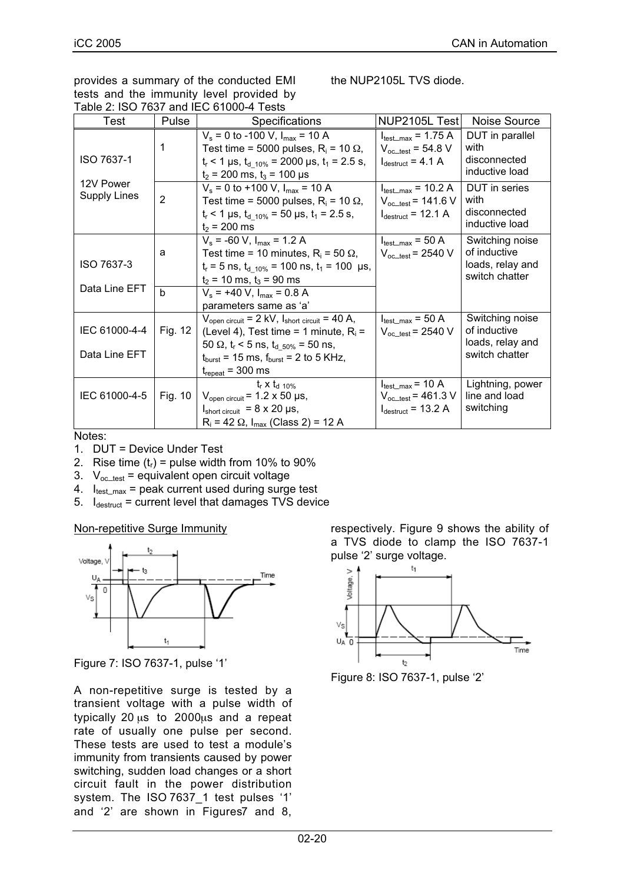provides a summary of the conducted EMI tests and the immunity level provided by the NUP2105L TVS diode.

Table 2: ISO 7637 and IEC 61000-4 Tests

| Test | Pulse | Specifications | NUP2105L Test | Noise Source |
|---|---|---|---|---|
| ISO 7637-1<br><br>12V Power Supply Lines | 1 | $V_s$ = 0 to -100 V, $I_{max}$ = 10 A<br>Test time = 5000 pulses, $R_i$ = 10 Ω, $t_r$ < 1 µs, $t_{d\_10\%}$ = 2000 µs, $t_1$ = 2.5 s, $t_2$ = 200 ms, $t_3$ = 100 µs | $I_{test\_max}$ = 1.75 A<br>$V_{oc\_test}$ = 54.8 V<br>$I_{destruct}$ = 4.1 A | DUT in parallel with disconnected inductive load |
| | 2 | $V_s$ = 0 to +100 V, $I_{max}$ = 10 A<br>Test time = 5000 pulses, $R_i$ = 10 Ω, $t_r$ < 1 µs, $t_{d\_10\%}$ = 50 µs, $t_1$ = 2.5 s, $t_2$ = 200 ms | $I_{test\_max}$ = 10.2 A<br>$V_{oc\_test}$ = 141.6 V<br>$I_{destruct}$ = 12.1 A | DUT in series with disconnected inductive load |
| ISO 7637-3<br><br>Data Line EFT | a | $V_s$ = -60 V, $I_{max}$ = 1.2 A<br>Test time = 10 minutes, $R_i$ = 50 Ω, $t_r$ = 5 ns, $t_{d\_10\%}$ = 100 ns, $t_1$ = 100 µs, $t_2$ = 10 ms, $t_3$ = 90 ms | $I_{test\_max}$ = 50 A<br>$V_{oc\_test}$ = 2540 V | Switching noise of inductive loads, relay and switch chatter |
| | b | $V_s$ = +40 V, $I_{max}$ = 0.8 A<br>parameters same as 'a' | | |
| IEC 61000-4-4<br><br>Data Line EFT | Fig. 12 | $V_{open\ circuit}$ = 2 kV, $I_{short\ circuit}$ = 40 A, (Level 4), Test time = 1 minute, $R_i$ = 50 Ω, $t_r$ < 5 ns, $t_{d\_50\%}$ = 50 ns, $t_{burst}$ = 15 ms, $f_{burst}$ = 2 to 5 KHz, $t_{repeat}$ = 300 ms | $I_{test\_max}$ = 50 A<br>$V_{oc\_test}$ = 2540 V | Switching noise of inductive loads, relay and switch chatter |
| IEC 61000-4-5 | Fig. 10 | $t_r$ x $t_{d\ 10\%}$<br>$V_{open\ circuit}$ = 1.2 x 50 µs,<br>$I_{short\ circuit}$ = 8 x 20 µs,<br>$R_i$ = 42 Ω, $I_{max}$ (Class 2) = 12 A | $I_{test\_max}$ = 10 A<br>$V_{oc\_test}$ = 461.3 V<br>$I_{destruct}$ = 13.2 A | Lightning, power line and load switching |

Notes:

1. DUT = Device Under Test
2. Rise time ($t_r$) = pulse width from 10% to 90%
3. $V_{oc\_test}$ = equivalent open circuit voltage
4. $I_{test\_max}$ = peak current used during surge test
5. $I_{destruct}$ = current level that damages TVS device

Non-repetitive Surge Immunity

Figure 7: ISO 7637-1, pulse '1'

A non-repetitive surge is tested by a transient voltage with a pulse width of typically 20 µs to 2000µs and a repeat rate of usually one pulse per second. These tests are used to test a module's immunity from transients caused by power switching, sudden load changes or a short circuit fault in the power distribution system. The ISO 7637_1 test pulses '1' and '2' are shown in Figures 7 and 8, respectively. Figure 9 shows the ability of a TVS diode to clamp the ISO 7637-1 pulse '2' surge voltage.

Figure 8: ISO 7637-1, pulse '2'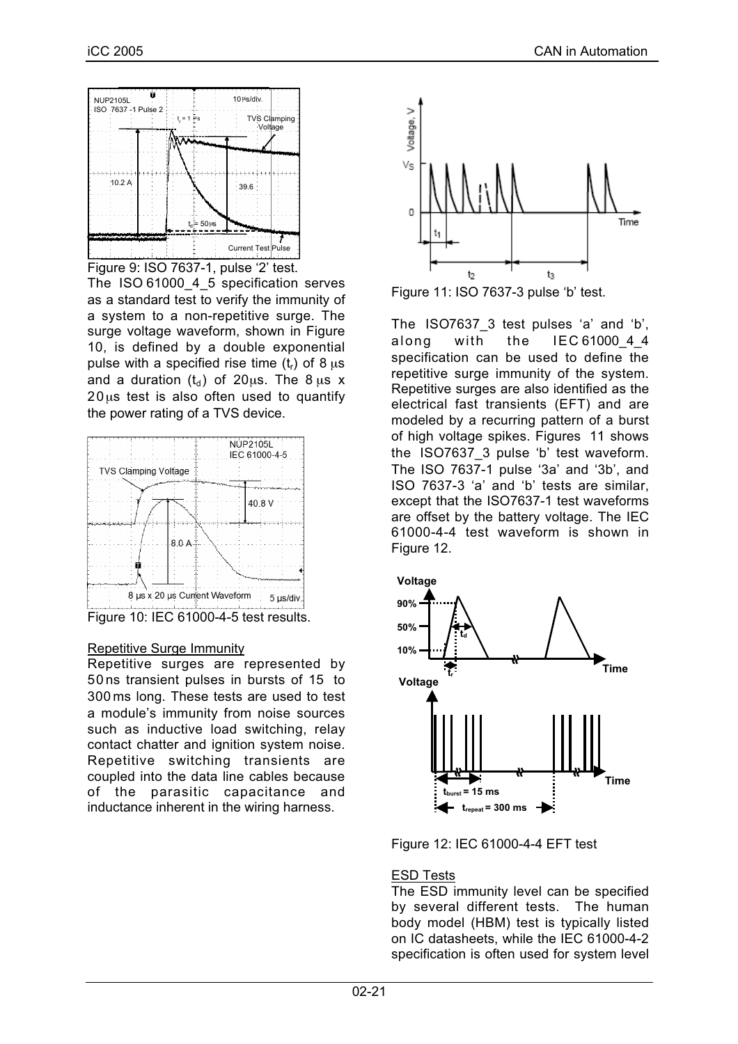Figure 9: ISO 7637-1, pulse '2' test.

The ISO 61000_4_5 specification serves as a standard test to verify the immunity of a system to a non-repetitive surge. The surge voltage waveform, shown in Figure 10, is defined by a double exponential pulse with a specified rise time ($t_r$) of 8 μs and a duration ($t_d$) of 20μs. The 8 μs x 20 μs test is also often used to quantify the power rating of a TVS device.

Figure 10: IEC 61000-4-5 test results.

Repetitive Surge Immunity

Repetitive surges are represented by 50 ns transient pulses in bursts of 15 to 300 ms long. These tests are used to test a module's immunity from noise sources such as inductive load switching, relay contact chatter and ignition system noise. Repetitive switching transients are coupled into the data line cables because of the parasitic capacitance and inductance inherent in the wiring harness.

Figure 11: ISO 7637-3 pulse 'b' test.

The ISO7637_3 test pulses 'a' and 'b', along with the IEC 61000_4_4 specification can be used to define the repetitive surge immunity of the system. Repetitive surges are also identified as the electrical fast transients (EFT) and are modeled by a recurring pattern of a burst of high voltage spikes. Figures 11 shows the ISO7637_3 pulse 'b' test waveform. The ISO 7637-1 pulse '3a' and '3b', and ISO 7637-3 'a' and 'b' tests are similar, except that the ISO7637-1 test waveforms are offset by the battery voltage. The IEC 61000-4-4 test waveform is shown in Figure 12.

Figure 12: IEC 61000-4-4 EFT test

ESD Tests

The ESD immunity level can be specified by several different tests. The human body model (HBM) test is typically listed on IC datasheets, while the IEC 61000-4-2 specification is often used for system level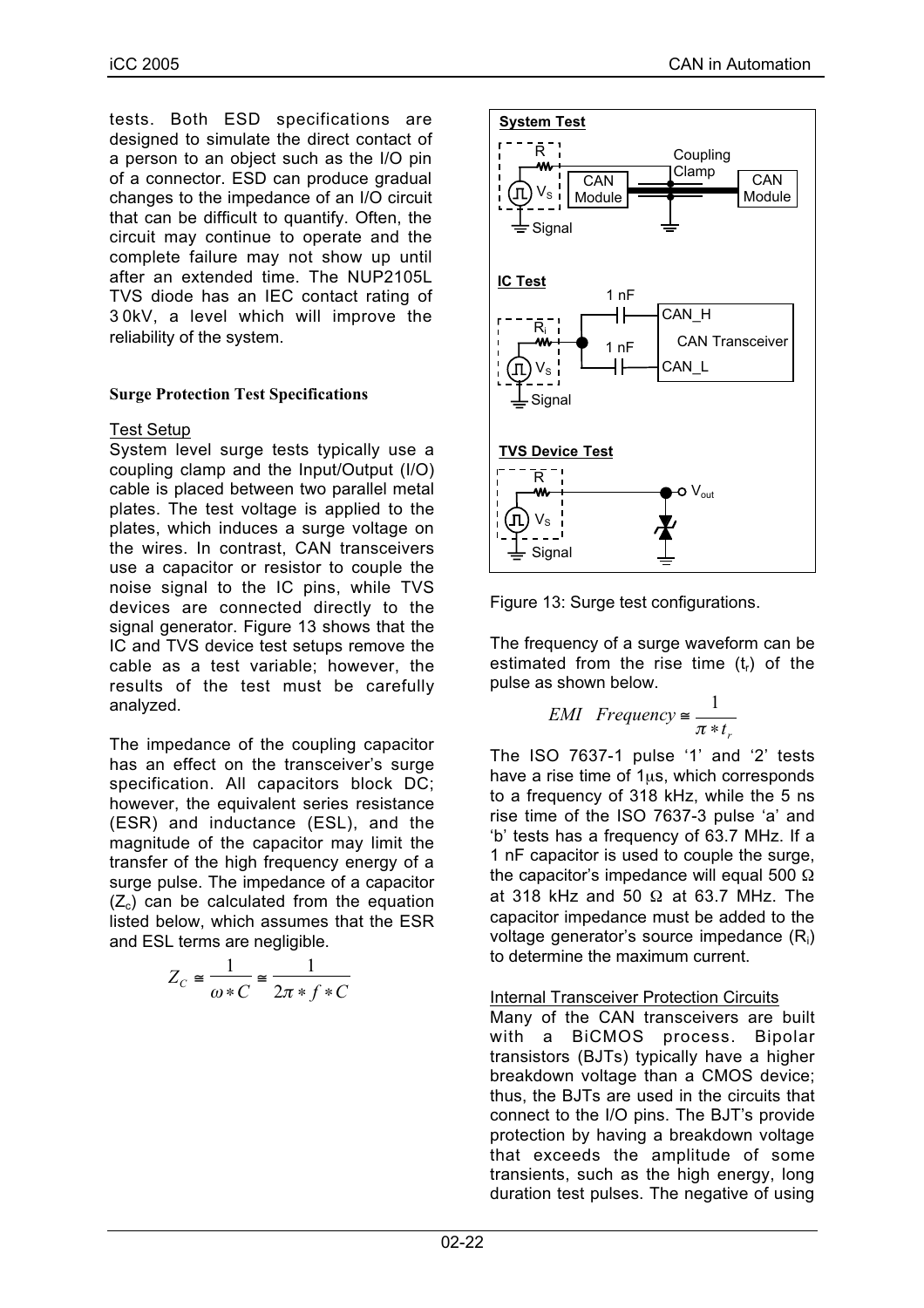tests. Both ESD specifications are designed to simulate the direct contact of a person to an object such as the I/O pin of a connector. ESD can produce gradual changes to the impedance of an I/O circuit that can be difficult to quantify. Often, the circuit may continue to operate and the complete failure may not show up until after an extended time. The NUP2105L TVS diode has an IEC contact rating of 30kV, a level which will improve the reliability of the system.

### Surge Protection Test Specifications

#### Test Setup

System level surge tests typically use a coupling clamp and the Input/Output (I/O) cable is placed between two parallel metal plates. The test voltage is applied to the plates, which induces a surge voltage on the wires. In contrast, CAN transceivers use a capacitor or resistor to couple the noise signal to the IC pins, while TVS devices are connected directly to the signal generator. Figure 13 shows that the IC and TVS device test setups remove the cable as a test variable; however, the results of the test must be carefully analyzed.

The impedance of the coupling capacitor has an effect on the transceiver's surge specification. All capacitors block DC; however, the equivalent series resistance (ESR) and inductance (ESL), and the magnitude of the capacitor may limit the transfer of the high frequency energy of a surge pulse. The impedance of a capacitor ($Z_c$) can be calculated from the equation listed below, which assumes that the ESR and ESL terms are negligible.

$$Z_C \cong \frac{1}{\omega * C} \cong \frac{1}{2\pi * f * C}$$

Figure 13: Surge test configurations.

The frequency of a surge waveform can be estimated from the rise time ($t_r$) of the pulse as shown below.

$$EMI \quad Frequency \cong \frac{1}{\pi * t_r}$$

The ISO 7637-1 pulse '1' and '2' tests have a rise time of 1µs, which corresponds to a frequency of 318 kHz, while the 5 ns rise time of the ISO 7637-3 pulse 'a' and 'b' tests has a frequency of 63.7 MHz. If a 1 nF capacitor is used to couple the surge, the capacitor's impedance will equal 500 Ω at 318 kHz and 50 Ω at 63.7 MHz. The capacitor impedance must be added to the voltage generator's source impedance ($R_i$) to determine the maximum current.

#### Internal Transceiver Protection Circuits

Many of the CAN transceivers are built with a BiCMOS process. Bipolar transistors (BJTs) typically have a higher breakdown voltage than a CMOS device; thus, the BJTs are used in the circuits that connect to the I/O pins. The BJT's provide protection by having a breakdown voltage that exceeds the amplitude of some transients, such as the high energy, long duration test pulses. The negative of using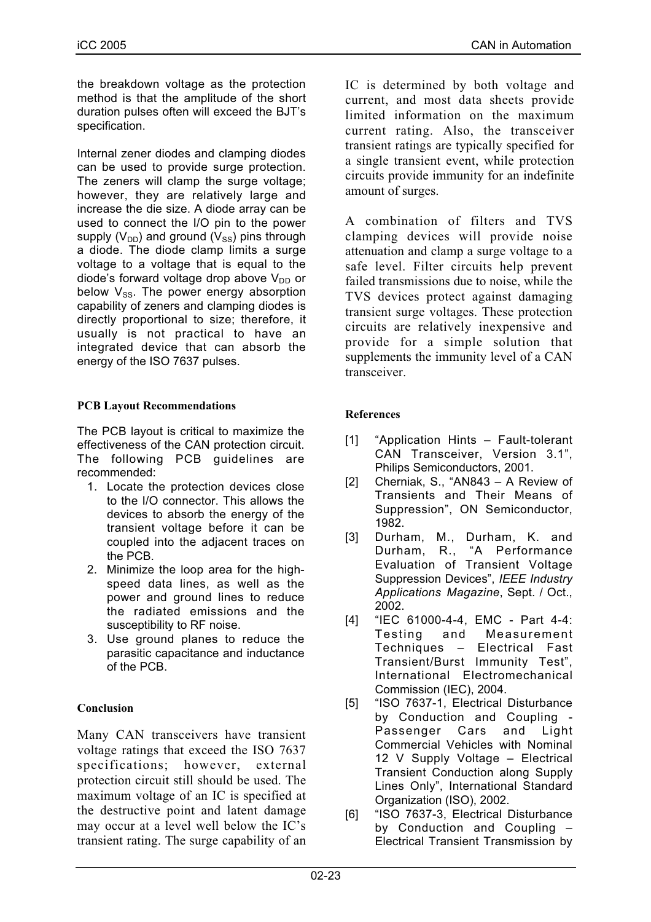the breakdown voltage as the protection method is that the amplitude of the short duration pulses often will exceed the BJT's specification.

Internal zener diodes and clamping diodes can be used to provide surge protection. The zeners will clamp the surge voltage; however, they are relatively large and increase the die size. A diode array can be used to connect the I/O pin to the power supply ($V_{DD}$) and ground ($V_{SS}$) pins through a diode. The diode clamp limits a surge voltage to a voltage that is equal to the diode's forward voltage drop above $V_{DD}$ or below $V_{SS}$. The power energy absorption capability of zeners and clamping diodes is directly proportional to size; therefore, it usually is not practical to have an integrated device that can absorb the energy of the ISO 7637 pulses.

### PCB Layout Recommendations

The PCB layout is critical to maximize the effectiveness of the CAN protection circuit. The following PCB guidelines are recommended:

1. Locate the protection devices close to the I/O connector. This allows the devices to absorb the energy of the transient voltage before it can be coupled into the adjacent traces on the PCB.
2. Minimize the loop area for the high-speed data lines, as well as the power and ground lines to reduce the radiated emissions and the susceptibility to RF noise.
3. Use ground planes to reduce the parasitic capacitance and inductance of the PCB.

### Conclusion

Many CAN transceivers have transient voltage ratings that exceed the ISO 7637 specifications; however, external protection circuit still should be used. The maximum voltage of an IC is specified at the destructive point and latent damage may occur at a level well below the IC's transient rating. The surge capability of an IC is determined by both voltage and current, and most data sheets provide limited information on the maximum current rating. Also, the transceiver transient ratings are typically specified for a single transient event, while protection circuits provide immunity for an indefinite amount of surges.

A combination of filters and TVS clamping devices will provide noise attenuation and clamp a surge voltage to a safe level. Filter circuits help prevent failed transmissions due to noise, while the TVS devices protect against damaging transient surge voltages. These protection circuits are relatively inexpensive and provide for a simple solution that supplements the immunity level of a CAN transceiver.

### References

[1] "Application Hints – Fault-tolerant CAN Transceiver, Version 3.1", Philips Semiconductors, 2001.

[2] Cherniak, S., "AN843 – A Review of Transients and Their Means of Suppression", ON Semiconductor, 1982.

[3] Durham, M., Durham, K. and Durham, R., "A Performance Evaluation of Transient Voltage Suppression Devices", *IEEE Industry Applications Magazine*, Sept. / Oct., 2002.

[4] "IEC 61000-4-4, EMC - Part 4-4: Testing and Measurement Techniques – Electrical Fast Transient/Burst Immunity Test", International Electromechanical Commission (IEC), 2004.

[5] "ISO 7637-1, Electrical Disturbance by Conduction and Coupling - Passenger Cars and Light Commercial Vehicles with Nominal 12 V Supply Voltage – Electrical Transient Conduction along Supply Lines Only", International Standard Organization (ISO), 2002.

[6] "ISO 7637-3, Electrical Disturbance by Conduction and Coupling – Electrical Transient Transmission by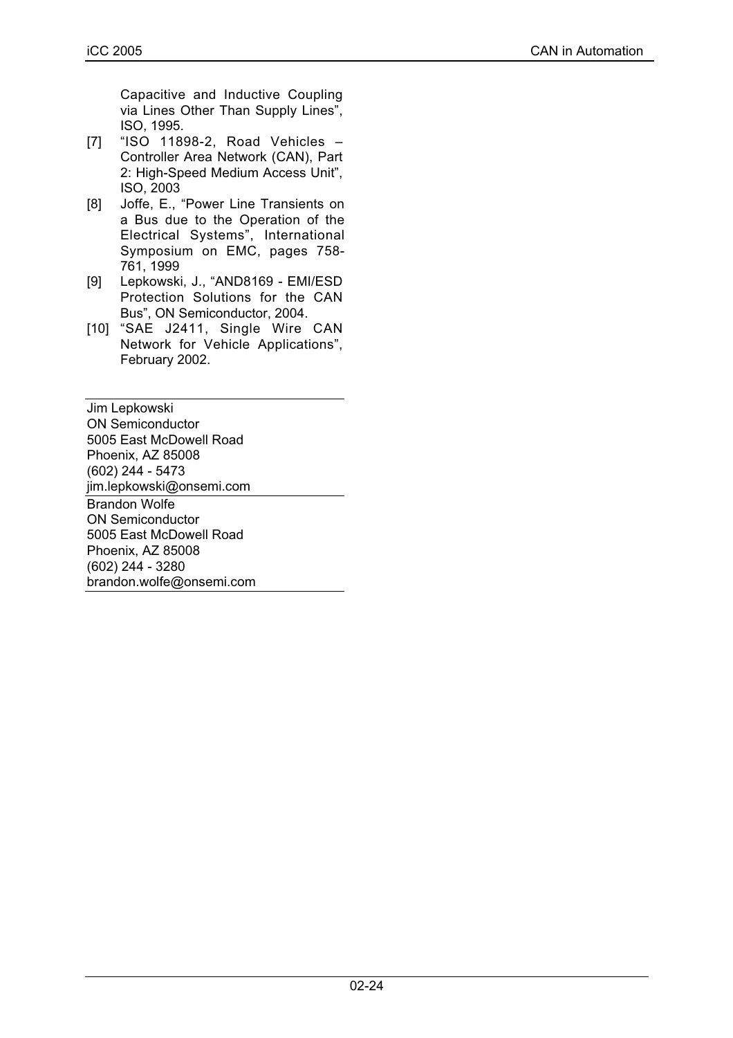Capacitive and Inductive Coupling via Lines Other Than Supply Lines", ISO, 1995.

[7] "ISO 11898-2, Road Vehicles – Controller Area Network (CAN), Part 2: High-Speed Medium Access Unit", ISO, 2003

[8] Joffe, E., "Power Line Transients on a Bus due to the Operation of the Electrical Systems", International Symposium on EMC, pages 758-761, 1999

[9] Lepkowski, J., "AND8169 - EMI/ESD Protection Solutions for the CAN Bus", ON Semiconductor, 2004.

[10] "SAE J2411, Single Wire CAN Network for Vehicle Applications", February 2002.

---

Jim Lepkowski
ON Semiconductor
5005 East McDowell Road
Phoenix, AZ 85008
(602) 244 - 5473
jim.lepkowski@onsemi.com

---

Brandon Wolfe
ON Semiconductor
5005 East McDowell Road
Phoenix, AZ 85008
(602) 244 - 3280
brandon.wolfe@onsemi.com